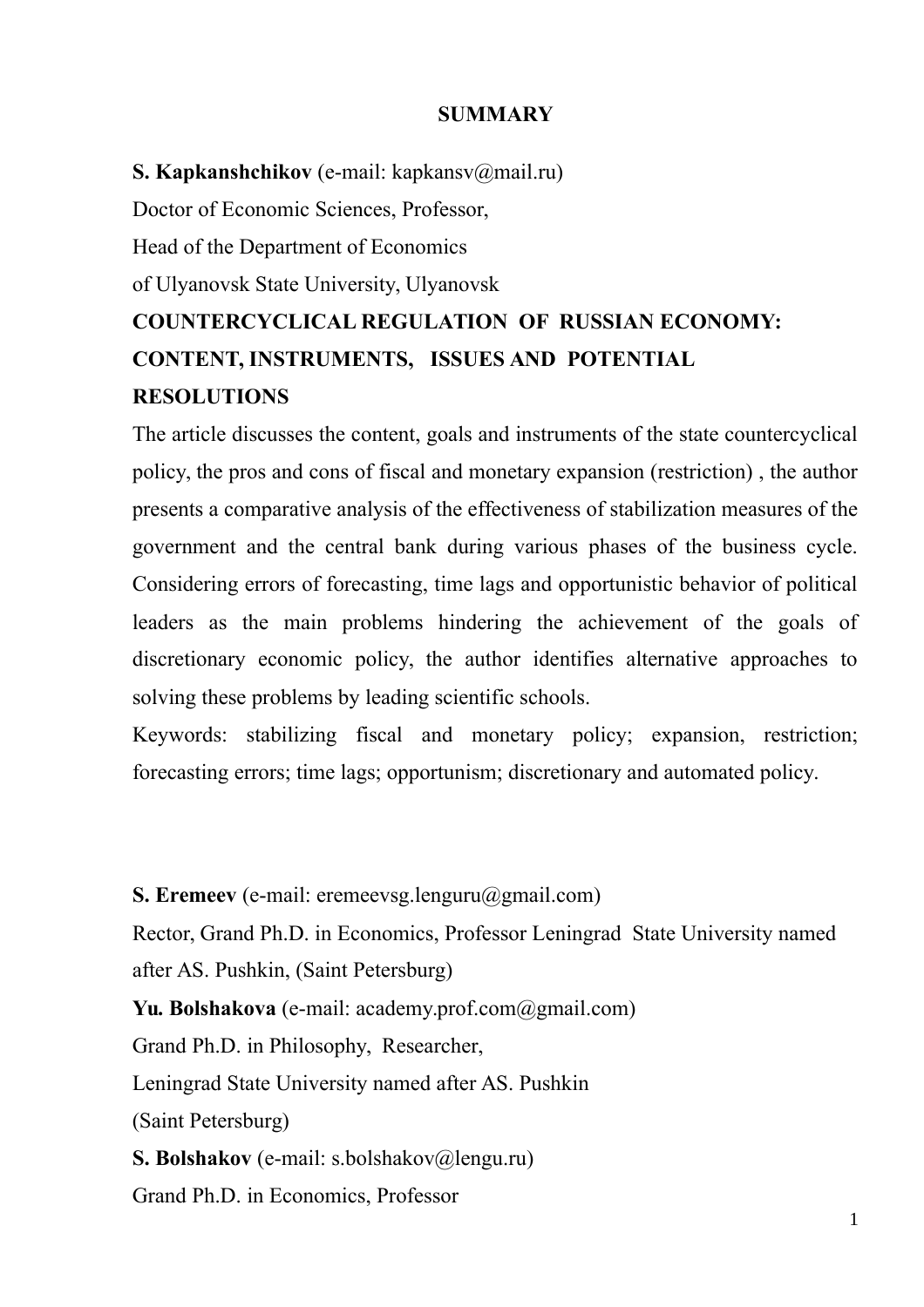# SUMMARY

**S. Kapkanshchikov** (e-mail: kapkansv@mail.ru)
Doctor of Economic Sciences, Professor,
Head of the Department of Economics
of Ulyanovsk State University, Ulyanovsk

**COUNTERCYCLICAL REGULATION OF RUSSIAN ECONOMY: CONTENT, INSTRUMENTS, ISSUES AND POTENTIAL RESOLUTIONS**

The article discusses the content, goals and instruments of the state countercyclical policy, the pros and cons of fiscal and monetary expansion (restriction) , the author presents a comparative analysis of the effectiveness of stabilization measures of the government and the central bank during various phases of the business cycle. Considering errors of forecasting, time lags and opportunistic behavior of political leaders as the main problems hindering the achievement of the goals of discretionary economic policy, the author identifies alternative approaches to solving these problems by leading scientific schools.

Keywords: stabilizing fiscal and monetary policy; expansion, restriction; forecasting errors; time lags; opportunism; discretionary and automated policy.

**S. Eremeev** (e-mail: eremeevsg.lenguru@gmail.com)
Rector, Grand Ph.D. in Economics, Professor Leningrad State University named after AS. Pushkin, (Saint Petersburg)

**Yu. Bolshakova** (e-mail: academy.prof.com@gmail.com)
Grand Ph.D. in Philosophy, Researcher,
Leningrad State University named after AS. Pushkin
(Saint Petersburg)

**S. Bolshakov** (e-mail: s.bolshakov@lengu.ru)
Grand Ph.D. in Economics, Professor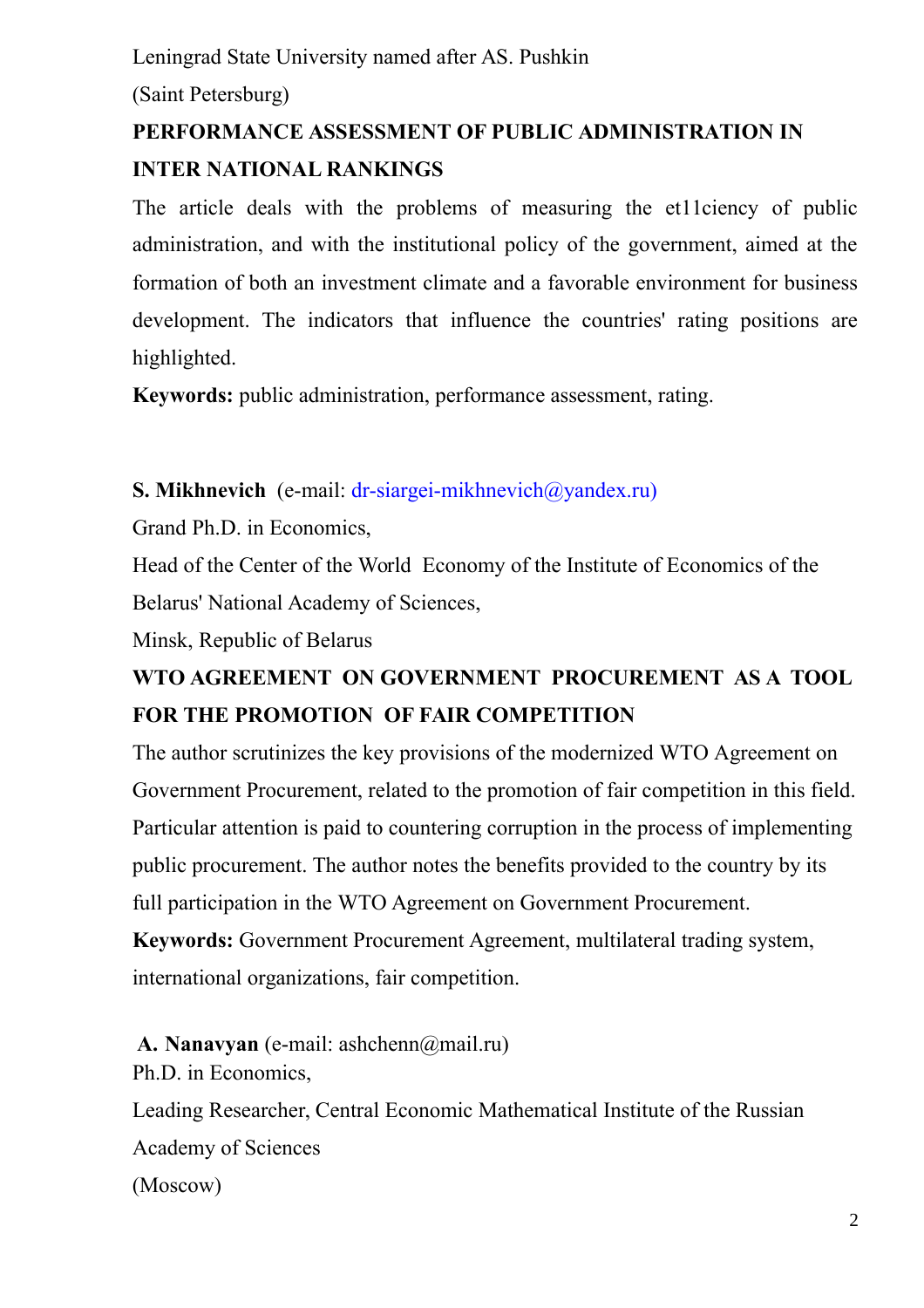Leningrad State University named after AS. Pushkin

(Saint Petersburg)

## PERFORMANCE ASSESSMENT OF PUBLIC ADMINISTRATION IN INTER NATIONAL RANKINGS

The article deals with the problems of measuring the et11ciency of public administration, and with the institutional policy of the government, aimed at the formation of both an investment climate and a favorable environment for business development. The indicators that influence the countries' rating positions are highlighted.

**Keywords:** public administration, performance assessment, rating.

**S. Mikhnevich** (e-mail: dr-siargei-mikhnevich@yandex.ru)

Grand Ph.D. in Economics,

Head of the Center of the World Economy of the Institute of Economics of the Belarus' National Academy of Sciences,

Minsk, Republic of Belarus

## WTO AGREEMENT ON GOVERNMENT PROCUREMENT AS A TOOL FOR THE PROMOTION OF FAIR COMPETITION

The author scrutinizes the key provisions of the modernized WTO Agreement on Government Procurement, related to the promotion of fair competition in this field. Particular attention is paid to countering corruption in the process of implementing public procurement. The author notes the benefits provided to the country by its full participation in the WTO Agreement on Government Procurement.

**Keywords:** Government Procurement Agreement, multilateral trading system, international organizations, fair competition.

**A. Nanavyan** (e-mail: ashchenn@mail.ru)

Ph.D. in Economics,

Leading Researcher, Central Economic Mathematical Institute of the Russian Academy of Sciences

(Moscow)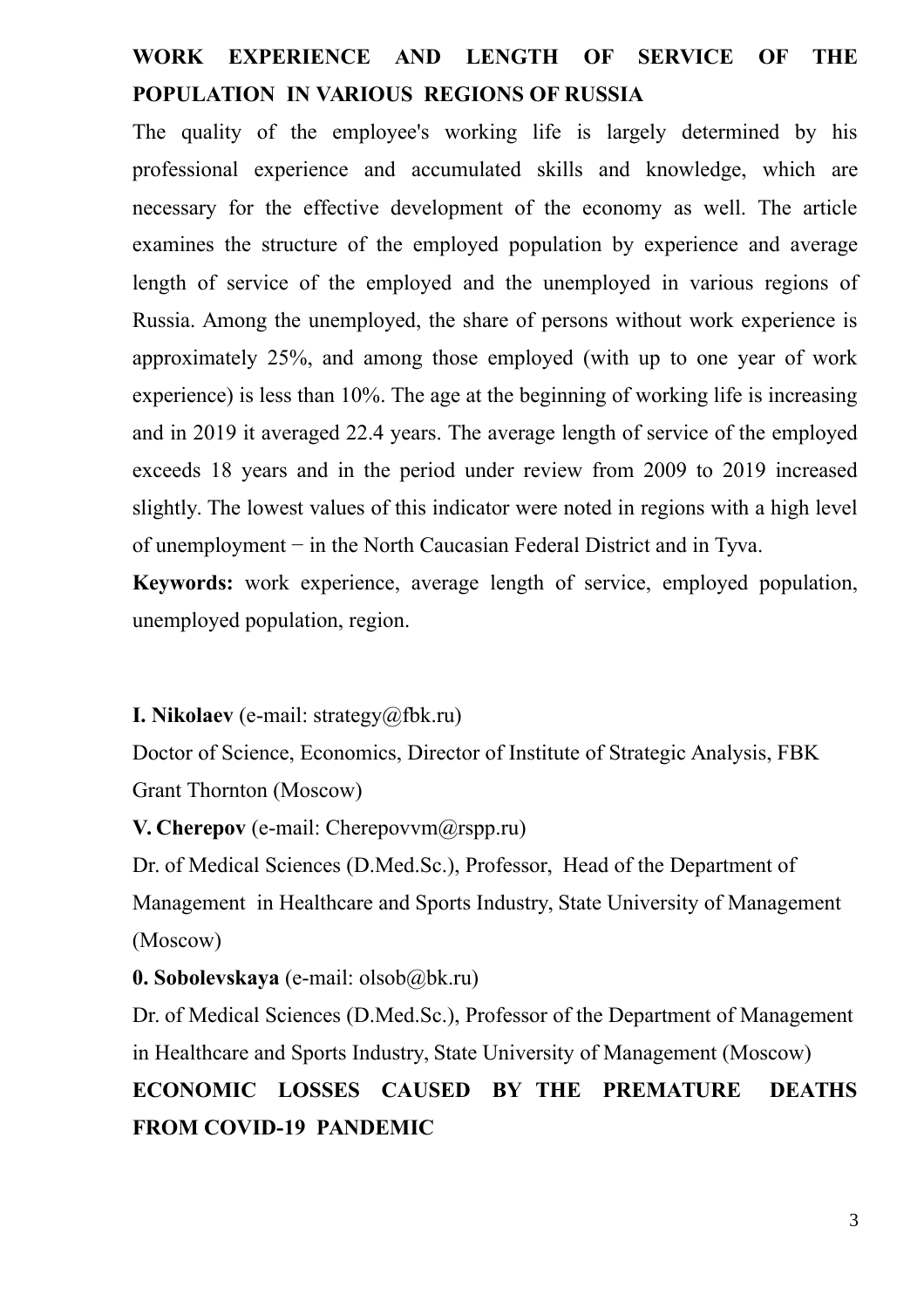**WORK EXPERIENCE AND LENGTH OF SERVICE OF THE POPULATION IN VARIOUS REGIONS OF RUSSIA**

The quality of the employee's working life is largely determined by his professional experience and accumulated skills and knowledge, which are necessary for the effective development of the economy as well. The article examines the structure of the employed population by experience and average length of service of the employed and the unemployed in various regions of Russia. Among the unemployed, the share of persons without work experience is approximately 25%, and among those employed (with up to one year of work experience) is less than 10%. The age at the beginning of working life is increasing and in 2019 it averaged 22.4 years. The average length of service of the employed exceeds 18 years and in the period under review from 2009 to 2019 increased slightly. The lowest values of this indicator were noted in regions with a high level of unemployment − in the North Caucasian Federal District and in Tyva.

**Keywords:** work experience, average length of service, employed population, unemployed population, region.

**I. Nikolaev** (e-mail: strategy@fbk.ru)

Doctor of Science, Economics, Director of Institute of Strategic Analysis, FBK Grant Thornton (Moscow)

**V. Cherepov** (e-mail: Cherepovvm@rspp.ru)

Dr. of Medical Sciences (D.Med.Sc.), Professor, Head of the Department of Management in Healthcare and Sports Industry, State University of Management (Moscow)

**0. Sobolevskaya** (e-mail: olsob@bk.ru)

Dr. of Medical Sciences (D.Med.Sc.), Professor of the Department of Management in Healthcare and Sports Industry, State University of Management (Moscow)

**ECONOMIC LOSSES CAUSED BY THE PREMATURE DEATHS FROM COVID-19 PANDEMIC**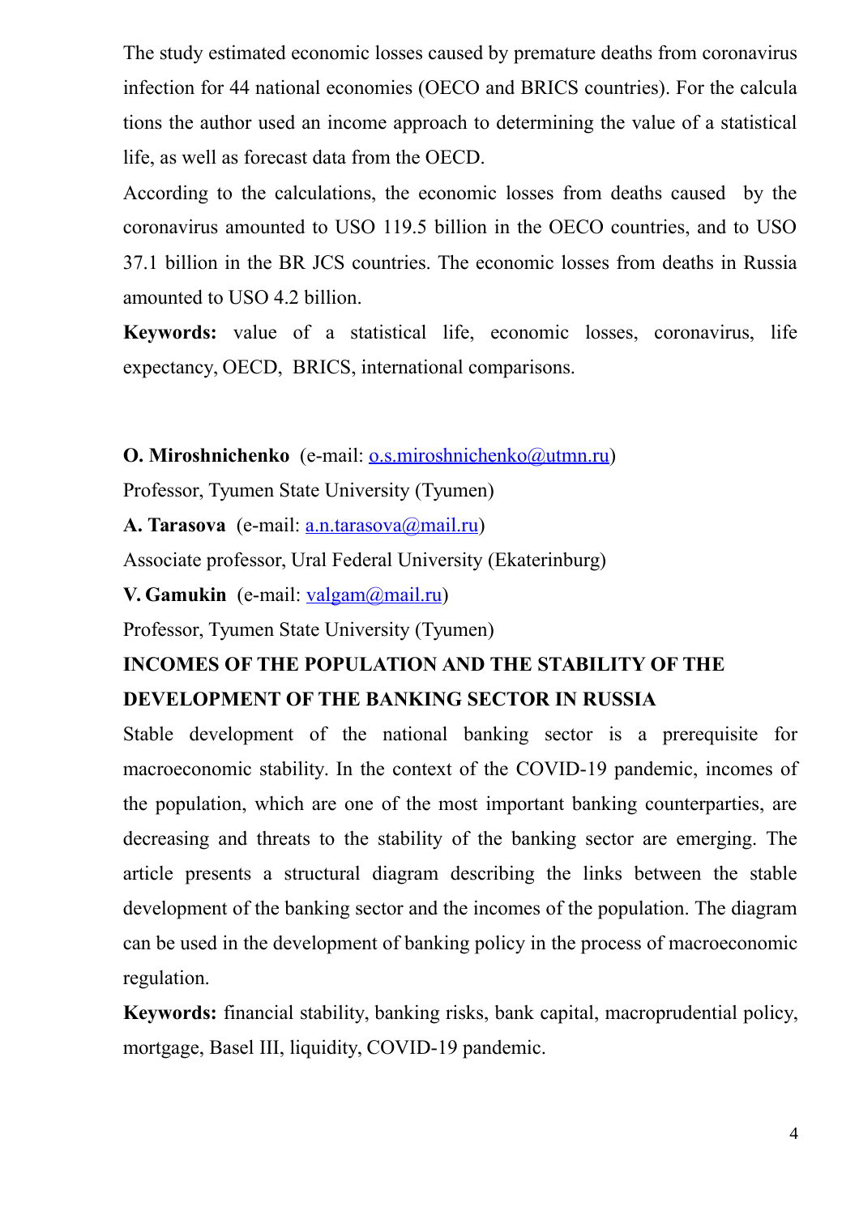The study estimated economic losses caused by premature deaths from coronavirus infection for 44 national economies (OECO and BRICS countries). For the calcula tions the author used an income approach to determining the value of a statistical life, as well as forecast data from the OECD.

According to the calculations, the economic losses from deaths caused by the coronavirus amounted to USO 119.5 billion in the OECO countries, and to USO 37.1 billion in the BR JCS countries. The economic losses from deaths in Russia amounted to USO 4.2 billion.

**Keywords:** value of a statistical life, economic losses, coronavirus, life expectancy, OECD, BRICS, international comparisons.

**O. Miroshnichenko** (e-mail: o.s.miroshnichenko@utmn.ru)

Professor, Tyumen State University (Tyumen)

**A. Tarasova** (e-mail: a.n.tarasova@mail.ru)

Associate professor, Ural Federal University (Ekaterinburg)

**V. Gamukin** (e-mail: valgam@mail.ru)

Professor, Tyumen State University (Tyumen)

## INCOMES OF THE POPULATION AND THE STABILITY OF THE DEVELOPMENT OF THE BANKING SECTOR IN RUSSIA

Stable development of the national banking sector is a prerequisite for macroeconomic stability. In the context of the COVID-19 pandemic, incomes of the population, which are one of the most important banking counterparties, are decreasing and threats to the stability of the banking sector are emerging. The article presents a structural diagram describing the links between the stable development of the banking sector and the incomes of the population. The diagram can be used in the development of banking policy in the process of macroeconomic regulation.

**Keywords:** financial stability, banking risks, bank capital, macroprudential policy, mortgage, Basel III, liquidity, COVID-19 pandemic.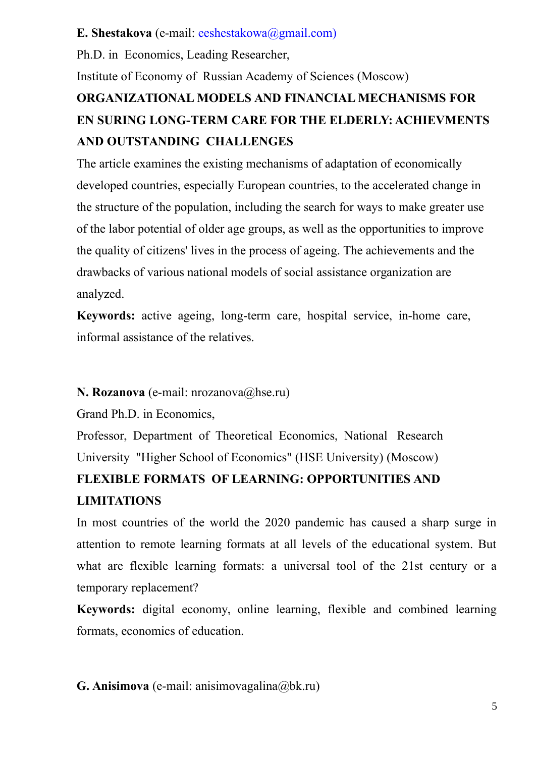**E. Shestakova** (e-mail: eeshestakowa@gmail.com)

Ph.D. in Economics, Leading Researcher,

Institute of Economy of Russian Academy of Sciences (Moscow)

**ORGANIZATIONAL MODELS AND FINANCIAL MECHANISMS FOR EN SURING LONG-TERM CARE FOR THE ELDERLY: ACHIEVMENTS AND OUTSTANDING CHALLENGES**

The article examines the existing mechanisms of adaptation of economically developed countries, especially European countries, to the accelerated change in the structure of the population, including the search for ways to make greater use of the labor potential of older age groups, as well as the opportunities to improve the quality of citizens' lives in the process of ageing. The achievements and the drawbacks of various national models of social assistance organization are analyzed.

**Keywords:** active ageing, long-term care, hospital service, in-home care, informal assistance of the relatives.

**N. Rozanova** (e-mail: nrozanova@hse.ru)

Grand Ph.D. in Economics,

Professor, Department of Theoretical Economics, National Research University "Higher School of Economics" (HSE University) (Moscow)

**FLEXIBLE FORMATS OF LEARNING: OPPORTUNITIES AND LIMITATIONS**

In most countries of the world the 2020 pandemic has caused a sharp surge in attention to remote learning formats at all levels of the educational system. But what are flexible learning formats: a universal tool of the 21st century or a temporary replacement?

**Keywords:** digital economy, online learning, flexible and combined learning formats, economics of education.

**G. Anisimova** (e-mail: anisimovagalina@bk.ru)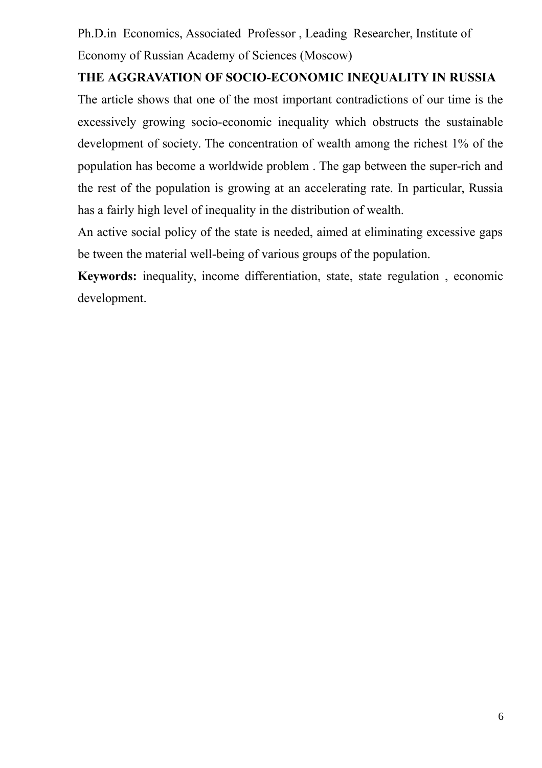Ph.D.in Economics, Associated Professor , Leading Researcher, Institute of Economy of Russian Academy of Sciences (Moscow)

**THE AGGRAVATION OF SOCIO-ECONOMIC INEQUALITY IN RUSSIA**

The article shows that one of the most important contradictions of our time is the excessively growing socio-economic inequality which obstructs the sustainable development of society. The concentration of wealth among the richest 1% of the population has become a worldwide problem . The gap between the super-rich and the rest of the population is growing at an accelerating rate. In particular, Russia has a fairly high level of inequality in the distribution of wealth.

An active social policy of the state is needed, aimed at eliminating excessive gaps be tween the material well-being of various groups of the population.

**Keywords:** inequality, income differentiation, state, state regulation , economic development.